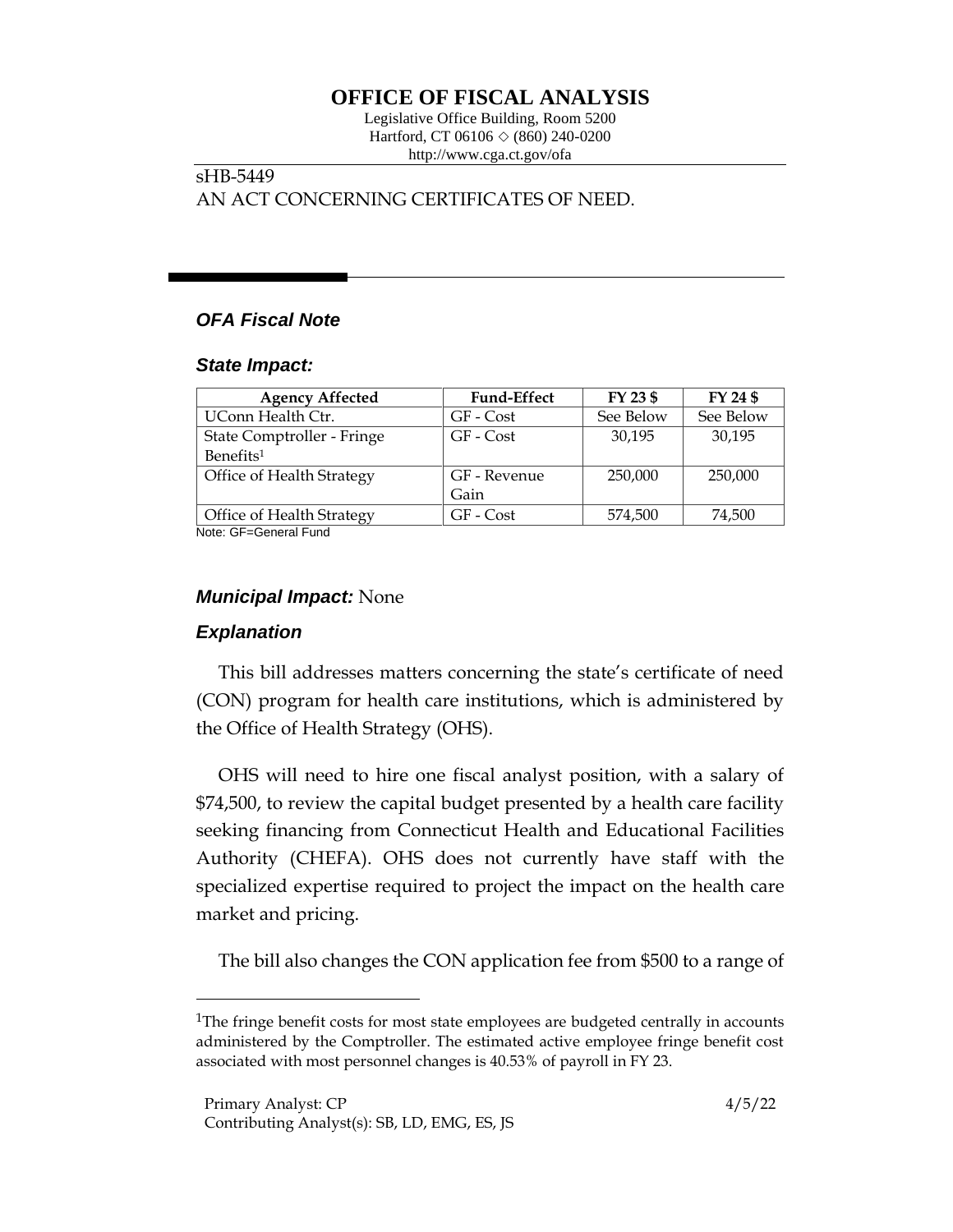# OFFICE OF FISCAL ANALYSIS

Legislative Office Building, Room 5200
Hartford, CT 06106 ◇ (860) 240-0200
http://www.cga.ct.gov/ofa

sHB-5449
AN ACT CONCERNING CERTIFICATES OF NEED.

## *OFA Fiscal Note*

### *State Impact:*

| Agency Affected | Fund-Effect | FY 23 $ | FY 24 $ |
|---|---|---|---|
| UConn Health Ctr. | GF - Cost | See Below | See Below |
| State Comptroller - Fringe Benefits[1] | GF - Cost | 30,195 | 30,195 |
| Office of Health Strategy | GF - Revenue Gain | 250,000 | 250,000 |
| Office of Health Strategy | GF - Cost | 574,500 | 74,500 |

Note: GF=General Fund

### *Municipal Impact:* None

### *Explanation*

This bill addresses matters concerning the state's certificate of need (CON) program for health care institutions, which is administered by the Office of Health Strategy (OHS).

OHS will need to hire one fiscal analyst position, with a salary of $74,500, to review the capital budget presented by a health care facility seeking financing from Connecticut Health and Educational Facilities Authority (CHEFA). OHS does not currently have staff with the specialized expertise required to project the impact on the health care market and pricing.

The bill also changes the CON application fee from $500 to a range of

[1]The fringe benefit costs for most state employees are budgeted centrally in accounts administered by the Comptroller. The estimated active employee fringe benefit cost associated with most personnel changes is 40.53% of payroll in FY 23.

Primary Analyst: CP
Contributing Analyst(s): SB, LD, EMG, ES, JS

4/5/22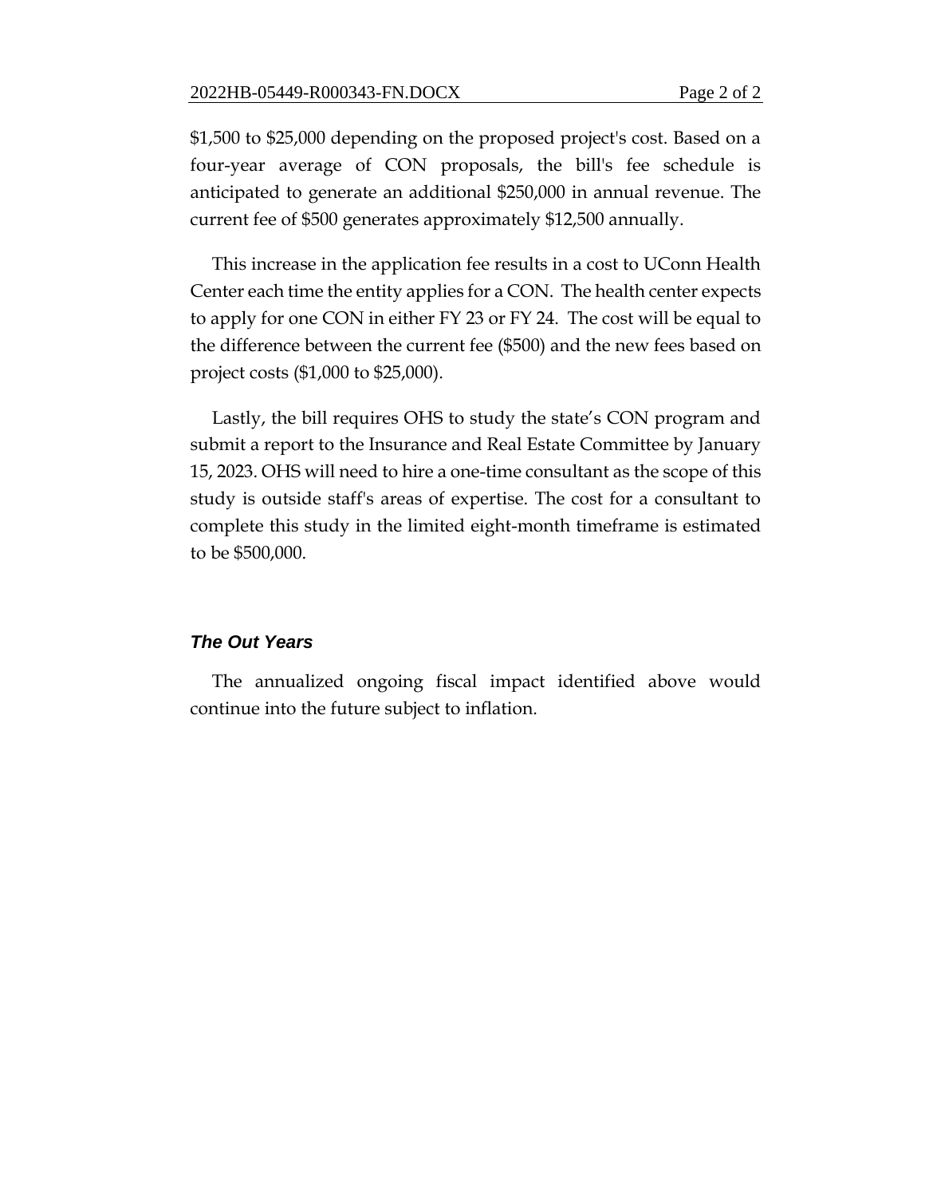$1,500 to $25,000 depending on the proposed project's cost. Based on a four-year average of CON proposals, the bill's fee schedule is anticipated to generate an additional $250,000 in annual revenue. The current fee of $500 generates approximately $12,500 annually.

This increase in the application fee results in a cost to UConn Health Center each time the entity applies for a CON. The health center expects to apply for one CON in either FY 23 or FY 24. The cost will be equal to the difference between the current fee ($500) and the new fees based on project costs ($1,000 to $25,000).

Lastly, the bill requires OHS to study the state's CON program and submit a report to the Insurance and Real Estate Committee by January 15, 2023. OHS will need to hire a one-time consultant as the scope of this study is outside staff's areas of expertise. The cost for a consultant to complete this study in the limited eight-month timeframe is estimated to be $500,000.

### *The Out Years*

The annualized ongoing fiscal impact identified above would continue into the future subject to inflation.